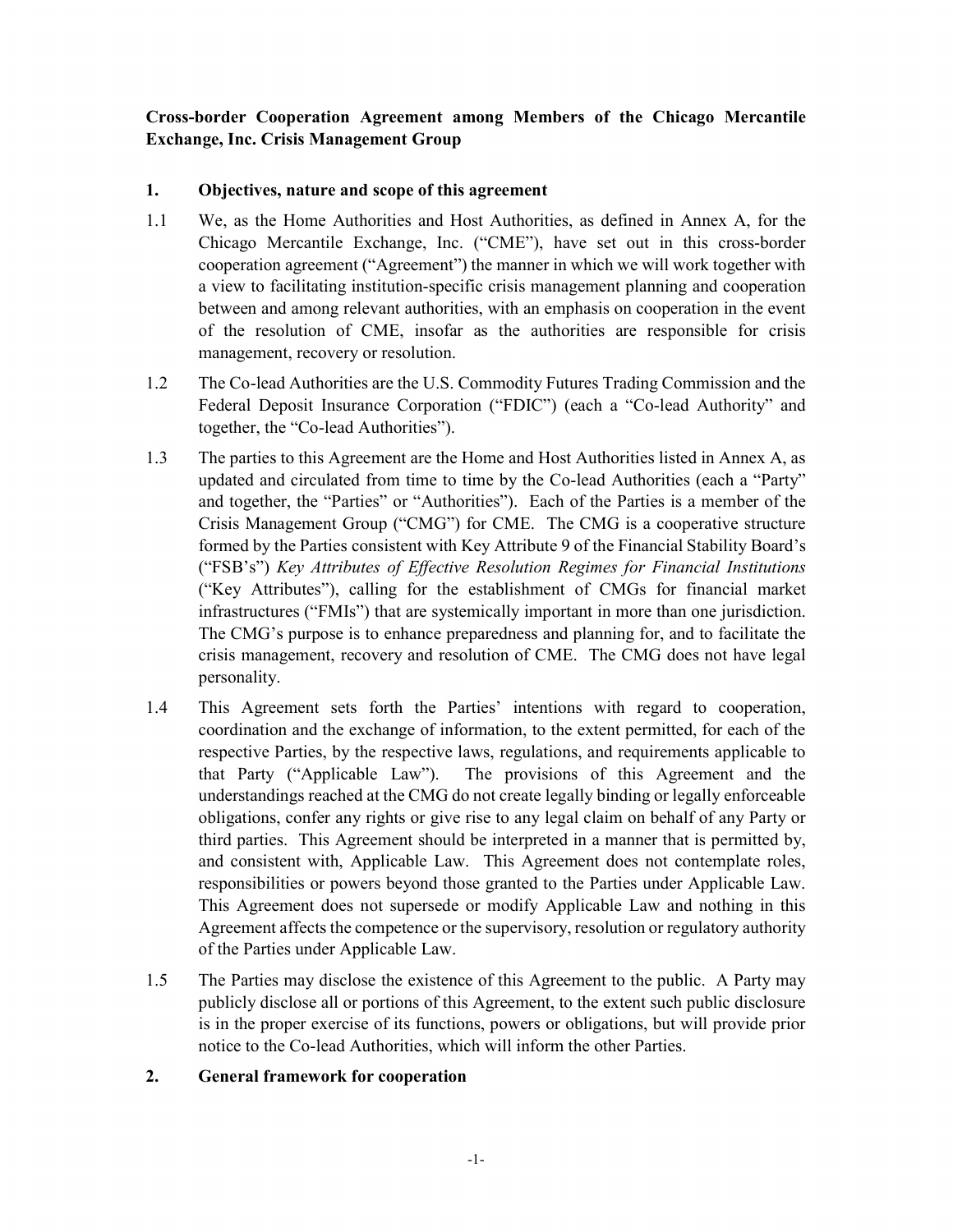**Cross-border Cooperation Agreement among Members of the Chicago Mercantile Exchange, Inc. Crisis Management Group**

## 1. Objectives, nature and scope of this agreement

1.1 We, as the Home Authorities and Host Authorities, as defined in Annex A, for the Chicago Mercantile Exchange, Inc. ("CME"), have set out in this cross-border cooperation agreement ("Agreement") the manner in which we will work together with a view to facilitating institution-specific crisis management planning and cooperation between and among relevant authorities, with an emphasis on cooperation in the event of the resolution of CME, insofar as the authorities are responsible for crisis management, recovery or resolution.

1.2 The Co-lead Authorities are the U.S. Commodity Futures Trading Commission and the Federal Deposit Insurance Corporation ("FDIC") (each a "Co-lead Authority" and together, the "Co-lead Authorities").

1.3 The parties to this Agreement are the Home and Host Authorities listed in Annex A, as updated and circulated from time to time by the Co-lead Authorities (each a "Party" and together, the "Parties" or "Authorities"). Each of the Parties is a member of the Crisis Management Group ("CMG") for CME. The CMG is a cooperative structure formed by the Parties consistent with Key Attribute 9 of the Financial Stability Board's ("FSB's") *Key Attributes of Effective Resolution Regimes for Financial Institutions* ("Key Attributes"), calling for the establishment of CMGs for financial market infrastructures ("FMIs") that are systemically important in more than one jurisdiction. The CMG's purpose is to enhance preparedness and planning for, and to facilitate the crisis management, recovery and resolution of CME. The CMG does not have legal personality.

1.4 This Agreement sets forth the Parties' intentions with regard to cooperation, coordination and the exchange of information, to the extent permitted, for each of the respective Parties, by the respective laws, regulations, and requirements applicable to that Party ("Applicable Law"). The provisions of this Agreement and the understandings reached at the CMG do not create legally binding or legally enforceable obligations, confer any rights or give rise to any legal claim on behalf of any Party or third parties. This Agreement should be interpreted in a manner that is permitted by, and consistent with, Applicable Law. This Agreement does not contemplate roles, responsibilities or powers beyond those granted to the Parties under Applicable Law. This Agreement does not supersede or modify Applicable Law and nothing in this Agreement affects the competence or the supervisory, resolution or regulatory authority of the Parties under Applicable Law.

1.5 The Parties may disclose the existence of this Agreement to the public. A Party may publicly disclose all or portions of this Agreement, to the extent such public disclosure is in the proper exercise of its functions, powers or obligations, but will provide prior notice to the Co-lead Authorities, which will inform the other Parties.

## 2. General framework for cooperation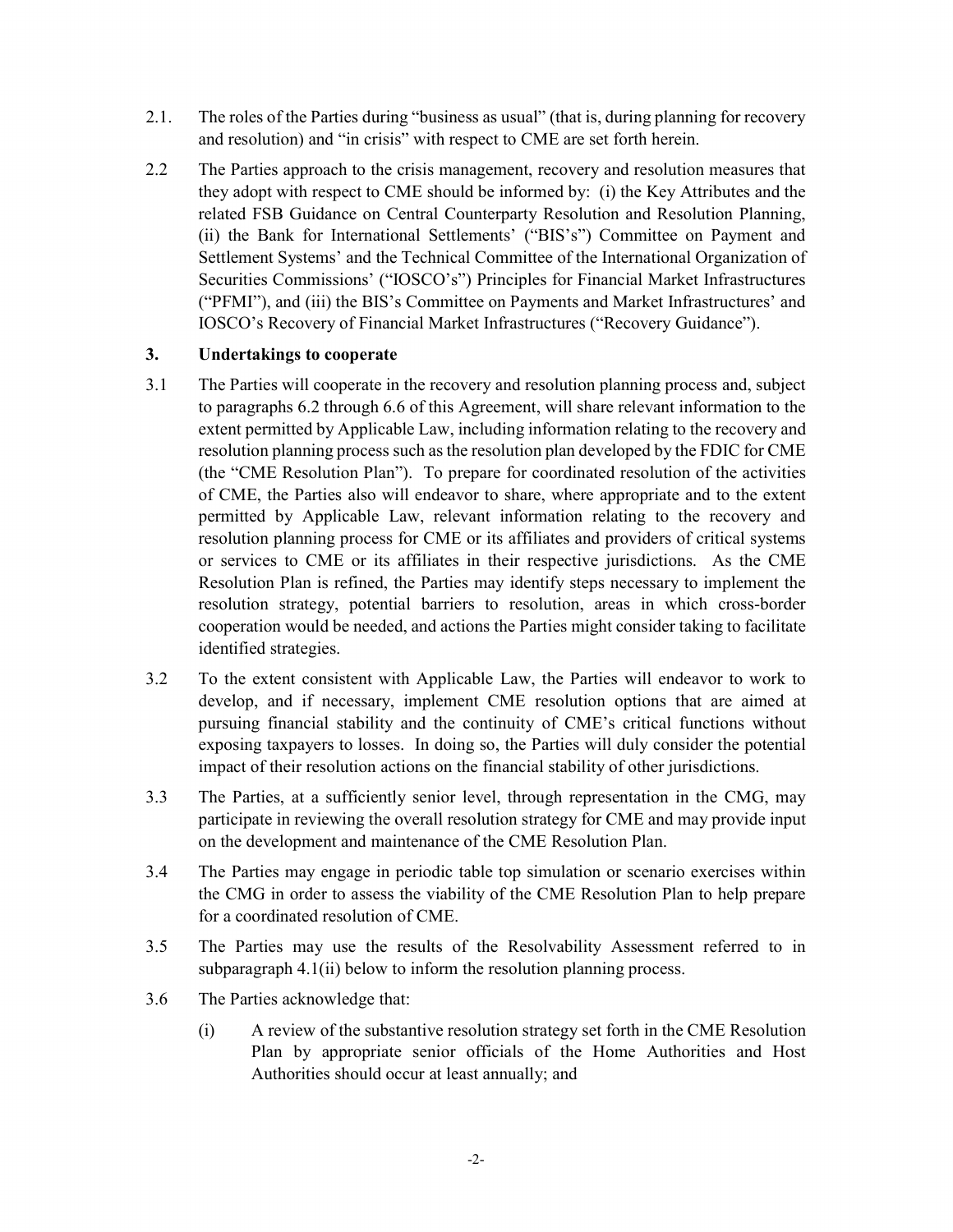2.1. The roles of the Parties during "business as usual" (that is, during planning for recovery and resolution) and "in crisis" with respect to CME are set forth herein.

2.2 The Parties approach to the crisis management, recovery and resolution measures that they adopt with respect to CME should be informed by: (i) the Key Attributes and the related FSB Guidance on Central Counterparty Resolution and Resolution Planning, (ii) the Bank for International Settlements' ("BIS's") Committee on Payment and Settlement Systems' and the Technical Committee of the International Organization of Securities Commissions' ("IOSCO's") Principles for Financial Market Infrastructures ("PFMI"), and (iii) the BIS's Committee on Payments and Market Infrastructures' and IOSCO's Recovery of Financial Market Infrastructures ("Recovery Guidance").

## 3. Undertakings to cooperate

3.1 The Parties will cooperate in the recovery and resolution planning process and, subject to paragraphs 6.2 through 6.6 of this Agreement, will share relevant information to the extent permitted by Applicable Law, including information relating to the recovery and resolution planning process such as the resolution plan developed by the FDIC for CME (the "CME Resolution Plan"). To prepare for coordinated resolution of the activities of CME, the Parties also will endeavor to share, where appropriate and to the extent permitted by Applicable Law, relevant information relating to the recovery and resolution planning process for CME or its affiliates and providers of critical systems or services to CME or its affiliates in their respective jurisdictions. As the CME Resolution Plan is refined, the Parties may identify steps necessary to implement the resolution strategy, potential barriers to resolution, areas in which cross-border cooperation would be needed, and actions the Parties might consider taking to facilitate identified strategies.

3.2 To the extent consistent with Applicable Law, the Parties will endeavor to work to develop, and if necessary, implement CME resolution options that are aimed at pursuing financial stability and the continuity of CME's critical functions without exposing taxpayers to losses. In doing so, the Parties will duly consider the potential impact of their resolution actions on the financial stability of other jurisdictions.

3.3 The Parties, at a sufficiently senior level, through representation in the CMG, may participate in reviewing the overall resolution strategy for CME and may provide input on the development and maintenance of the CME Resolution Plan.

3.4 The Parties may engage in periodic table top simulation or scenario exercises within the CMG in order to assess the viability of the CME Resolution Plan to help prepare for a coordinated resolution of CME.

3.5 The Parties may use the results of the Resolvability Assessment referred to in subparagraph 4.1(ii) below to inform the resolution planning process.

3.6 The Parties acknowledge that:

(i) A review of the substantive resolution strategy set forth in the CME Resolution Plan by appropriate senior officials of the Home Authorities and Host Authorities should occur at least annually; and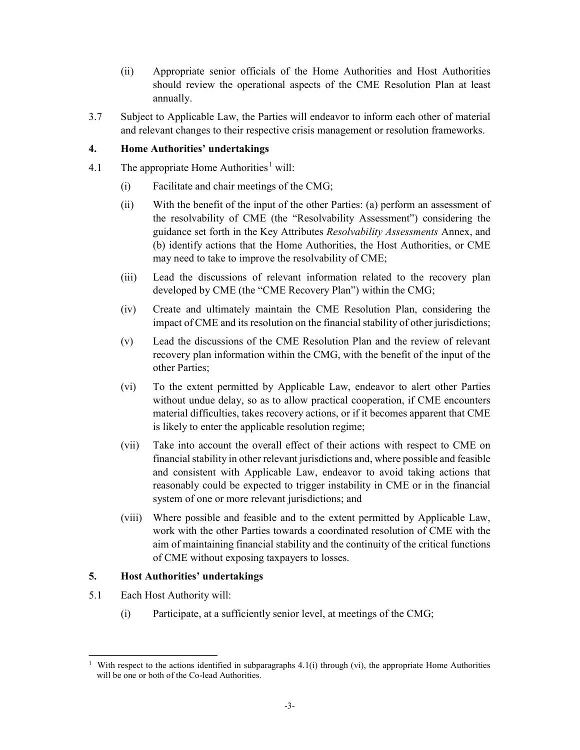(ii) Appropriate senior officials of the Home Authorities and Host Authorities should review the operational aspects of the CME Resolution Plan at least annually.

3.7 Subject to Applicable Law, the Parties will endeavor to inform each other of material and relevant changes to their respective crisis management or resolution frameworks.

## 4. Home Authorities' undertakings

4.1 The appropriate Home Authorities[1] will:

(i) Facilitate and chair meetings of the CMG;

(ii) With the benefit of the input of the other Parties: (a) perform an assessment of the resolvability of CME (the "Resolvability Assessment") considering the guidance set forth in the Key Attributes *Resolvability Assessments* Annex, and (b) identify actions that the Home Authorities, the Host Authorities, or CME may need to take to improve the resolvability of CME;

(iii) Lead the discussions of relevant information related to the recovery plan developed by CME (the "CME Recovery Plan") within the CMG;

(iv) Create and ultimately maintain the CME Resolution Plan, considering the impact of CME and its resolution on the financial stability of other jurisdictions;

(v) Lead the discussions of the CME Resolution Plan and the review of relevant recovery plan information within the CMG, with the benefit of the input of the other Parties;

(vi) To the extent permitted by Applicable Law, endeavor to alert other Parties without undue delay, so as to allow practical cooperation, if CME encounters material difficulties, takes recovery actions, or if it becomes apparent that CME is likely to enter the applicable resolution regime;

(vii) Take into account the overall effect of their actions with respect to CME on financial stability in other relevant jurisdictions and, where possible and feasible and consistent with Applicable Law, endeavor to avoid taking actions that reasonably could be expected to trigger instability in CME or in the financial system of one or more relevant jurisdictions; and

(viii) Where possible and feasible and to the extent permitted by Applicable Law, work with the other Parties towards a coordinated resolution of CME with the aim of maintaining financial stability and the continuity of the critical functions of CME without exposing taxpayers to losses.

## 5. Host Authorities' undertakings

5.1 Each Host Authority will:

(i) Participate, at a sufficiently senior level, at meetings of the CMG;

[1] With respect to the actions identified in subparagraphs 4.1(i) through (vi), the appropriate Home Authorities will be one or both of the Co-lead Authorities.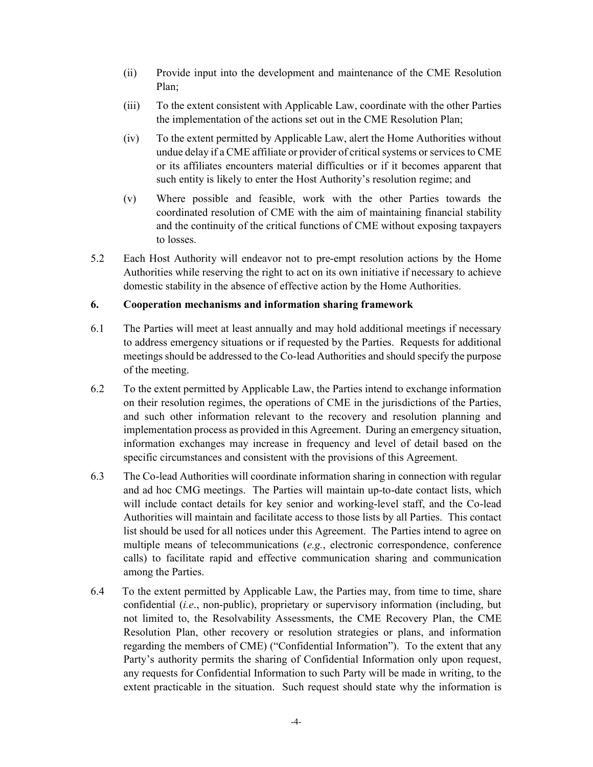(ii) Provide input into the development and maintenance of the CME Resolution Plan;

(iii) To the extent consistent with Applicable Law, coordinate with the other Parties the implementation of the actions set out in the CME Resolution Plan;

(iv) To the extent permitted by Applicable Law, alert the Home Authorities without undue delay if a CME affiliate or provider of critical systems or services to CME or its affiliates encounters material difficulties or if it becomes apparent that such entity is likely to enter the Host Authority's resolution regime; and

(v) Where possible and feasible, work with the other Parties towards the coordinated resolution of CME with the aim of maintaining financial stability and the continuity of the critical functions of CME without exposing taxpayers to losses.

5.2 Each Host Authority will endeavor not to pre-empt resolution actions by the Home Authorities while reserving the right to act on its own initiative if necessary to achieve domestic stability in the absence of effective action by the Home Authorities.

**6. Cooperation mechanisms and information sharing framework**

6.1 The Parties will meet at least annually and may hold additional meetings if necessary to address emergency situations or if requested by the Parties. Requests for additional meetings should be addressed to the Co-lead Authorities and should specify the purpose of the meeting.

6.2 To the extent permitted by Applicable Law, the Parties intend to exchange information on their resolution regimes, the operations of CME in the jurisdictions of the Parties, and such other information relevant to the recovery and resolution planning and implementation process as provided in this Agreement. During an emergency situation, information exchanges may increase in frequency and level of detail based on the specific circumstances and consistent with the provisions of this Agreement.

6.3 The Co-lead Authorities will coordinate information sharing in connection with regular and ad hoc CMG meetings. The Parties will maintain up-to-date contact lists, which will include contact details for key senior and working-level staff, and the Co-lead Authorities will maintain and facilitate access to those lists by all Parties. This contact list should be used for all notices under this Agreement. The Parties intend to agree on multiple means of telecommunications (*e.g.*, electronic correspondence, conference calls) to facilitate rapid and effective communication sharing and communication among the Parties.

6.4 To the extent permitted by Applicable Law, the Parties may, from time to time, share confidential (*i.e.*, non-public), proprietary or supervisory information (including, but not limited to, the Resolvability Assessments, the CME Recovery Plan, the CME Resolution Plan, other recovery or resolution strategies or plans, and information regarding the members of CME) ("Confidential Information"). To the extent that any Party's authority permits the sharing of Confidential Information only upon request, any requests for Confidential Information to such Party will be made in writing, to the extent practicable in the situation. Such request should state why the information is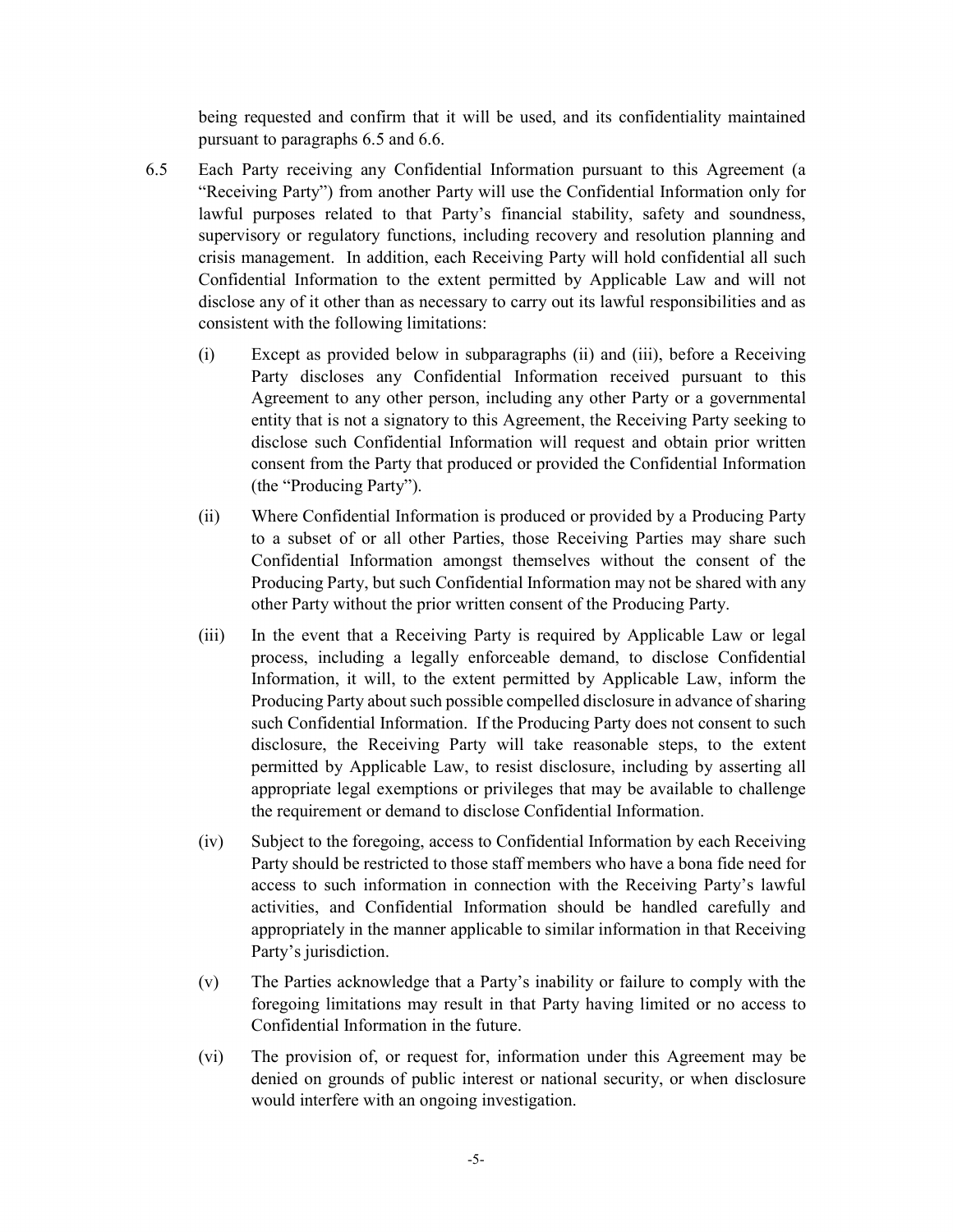being requested and confirm that it will be used, and its confidentiality maintained pursuant to paragraphs 6.5 and 6.6.

6.5 Each Party receiving any Confidential Information pursuant to this Agreement (a "Receiving Party") from another Party will use the Confidential Information only for lawful purposes related to that Party's financial stability, safety and soundness, supervisory or regulatory functions, including recovery and resolution planning and crisis management. In addition, each Receiving Party will hold confidential all such Confidential Information to the extent permitted by Applicable Law and will not disclose any of it other than as necessary to carry out its lawful responsibilities and as consistent with the following limitations:

(i) Except as provided below in subparagraphs (ii) and (iii), before a Receiving Party discloses any Confidential Information received pursuant to this Agreement to any other person, including any other Party or a governmental entity that is not a signatory to this Agreement, the Receiving Party seeking to disclose such Confidential Information will request and obtain prior written consent from the Party that produced or provided the Confidential Information (the "Producing Party").

(ii) Where Confidential Information is produced or provided by a Producing Party to a subset of or all other Parties, those Receiving Parties may share such Confidential Information amongst themselves without the consent of the Producing Party, but such Confidential Information may not be shared with any other Party without the prior written consent of the Producing Party.

(iii) In the event that a Receiving Party is required by Applicable Law or legal process, including a legally enforceable demand, to disclose Confidential Information, it will, to the extent permitted by Applicable Law, inform the Producing Party about such possible compelled disclosure in advance of sharing such Confidential Information. If the Producing Party does not consent to such disclosure, the Receiving Party will take reasonable steps, to the extent permitted by Applicable Law, to resist disclosure, including by asserting all appropriate legal exemptions or privileges that may be available to challenge the requirement or demand to disclose Confidential Information.

(iv) Subject to the foregoing, access to Confidential Information by each Receiving Party should be restricted to those staff members who have a bona fide need for access to such information in connection with the Receiving Party's lawful activities, and Confidential Information should be handled carefully and appropriately in the manner applicable to similar information in that Receiving Party's jurisdiction.

(v) The Parties acknowledge that a Party's inability or failure to comply with the foregoing limitations may result in that Party having limited or no access to Confidential Information in the future.

(vi) The provision of, or request for, information under this Agreement may be denied on grounds of public interest or national security, or when disclosure would interfere with an ongoing investigation.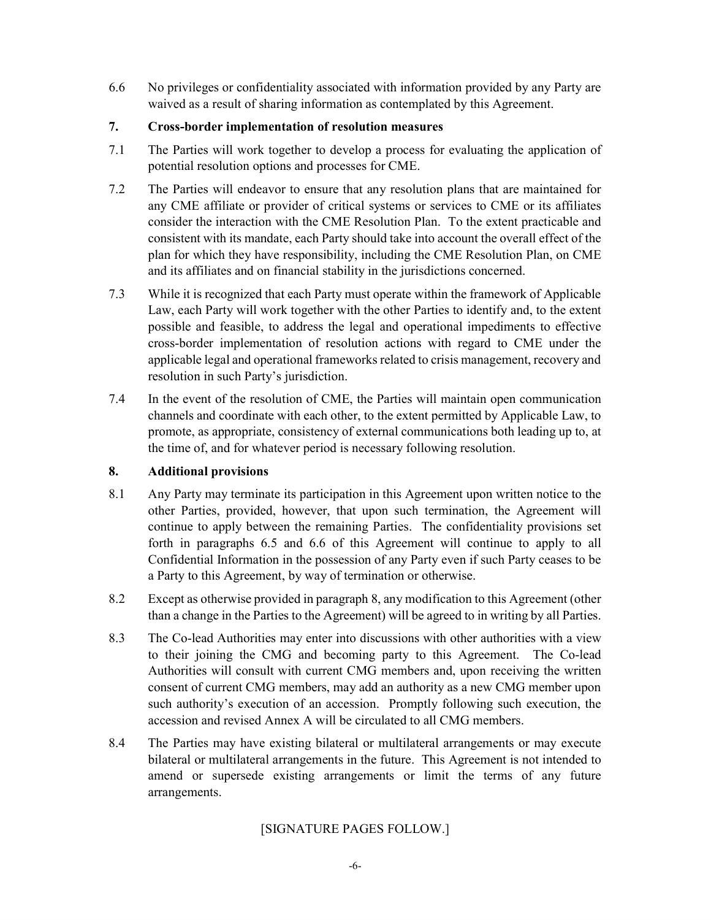6.6 No privileges or confidentiality associated with information provided by any Party are waived as a result of sharing information as contemplated by this Agreement.

## 7. Cross-border implementation of resolution measures

7.1 The Parties will work together to develop a process for evaluating the application of potential resolution options and processes for CME.

7.2 The Parties will endeavor to ensure that any resolution plans that are maintained for any CME affiliate or provider of critical systems or services to CME or its affiliates consider the interaction with the CME Resolution Plan. To the extent practicable and consistent with its mandate, each Party should take into account the overall effect of the plan for which they have responsibility, including the CME Resolution Plan, on CME and its affiliates and on financial stability in the jurisdictions concerned.

7.3 While it is recognized that each Party must operate within the framework of Applicable Law, each Party will work together with the other Parties to identify and, to the extent possible and feasible, to address the legal and operational impediments to effective cross-border implementation of resolution actions with regard to CME under the applicable legal and operational frameworks related to crisis management, recovery and resolution in such Party's jurisdiction.

7.4 In the event of the resolution of CME, the Parties will maintain open communication channels and coordinate with each other, to the extent permitted by Applicable Law, to promote, as appropriate, consistency of external communications both leading up to, at the time of, and for whatever period is necessary following resolution.

## 8. Additional provisions

8.1 Any Party may terminate its participation in this Agreement upon written notice to the other Parties, provided, however, that upon such termination, the Agreement will continue to apply between the remaining Parties. The confidentiality provisions set forth in paragraphs 6.5 and 6.6 of this Agreement will continue to apply to all Confidential Information in the possession of any Party even if such Party ceases to be a Party to this Agreement, by way of termination or otherwise.

8.2 Except as otherwise provided in paragraph 8, any modification to this Agreement (other than a change in the Parties to the Agreement) will be agreed to in writing by all Parties.

8.3 The Co-lead Authorities may enter into discussions with other authorities with a view to their joining the CMG and becoming party to this Agreement. The Co-lead Authorities will consult with current CMG members and, upon receiving the written consent of current CMG members, may add an authority as a new CMG member upon such authority's execution of an accession. Promptly following such execution, the accession and revised Annex A will be circulated to all CMG members.

8.4 The Parties may have existing bilateral or multilateral arrangements or may execute bilateral or multilateral arrangements in the future. This Agreement is not intended to amend or supersede existing arrangements or limit the terms of any future arrangements.

[SIGNATURE PAGES FOLLOW.]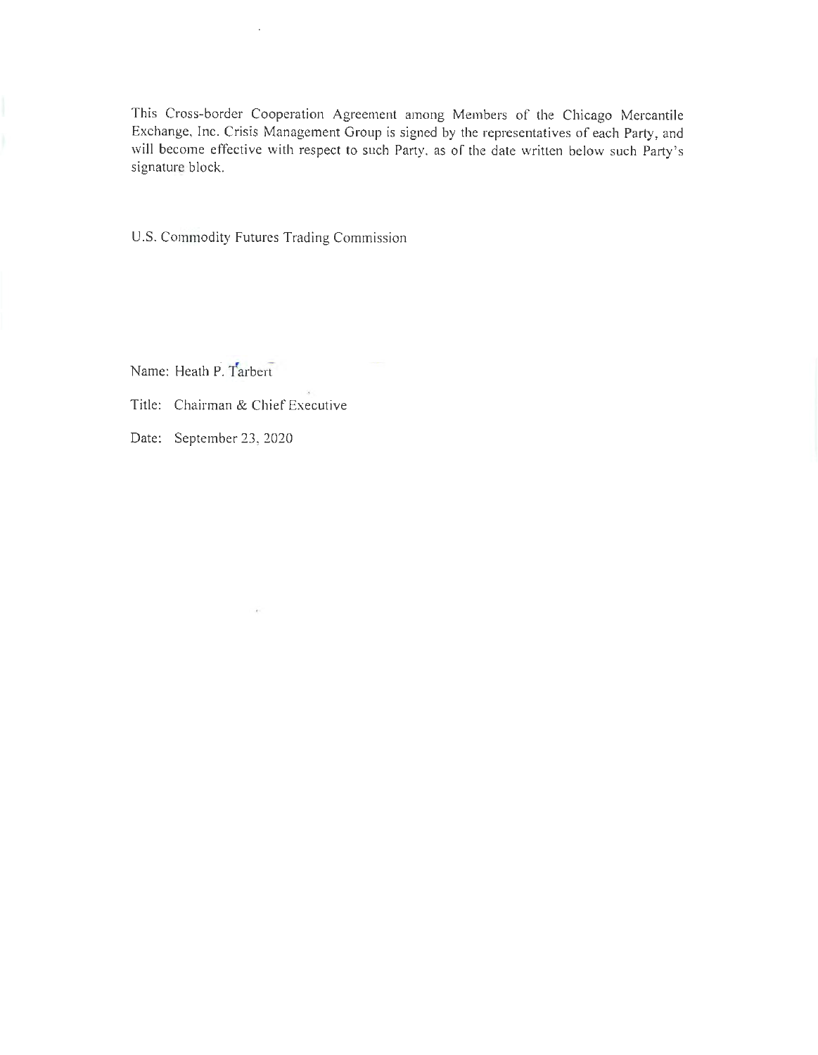This Cross-border Cooperation Agreement among Members of the Chicago Mercantile Exchange, Inc. Crisis Management Group is signed by the representatives of each Party, and will become effective with respect to such Party, as of the date written below such Party's signature block.

U.S. Commodity Futures Trading Commission

Name: Heath P. Tarbert

Title: Chairman & Chief Executive

Date: September 23, 2020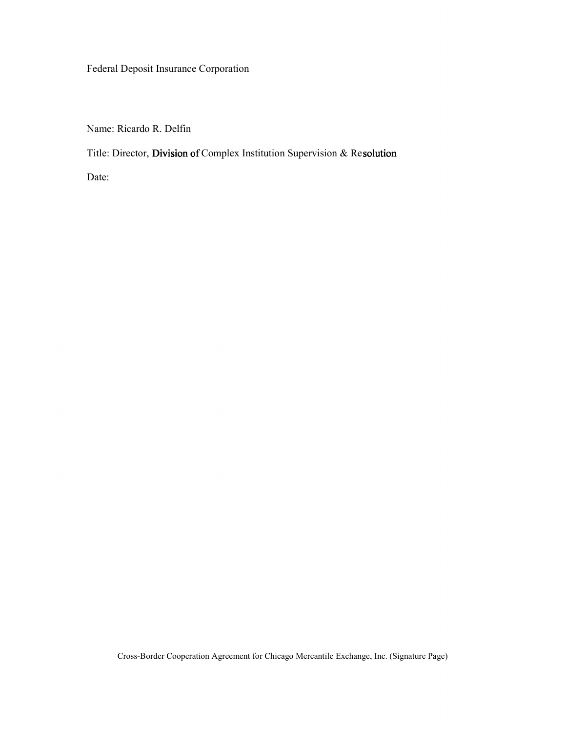Federal Deposit Insurance Corporation

Name: Ricardo R. Delfin

Title: Director, Division of Complex Institution Supervision & Resolution

Date:

Cross-Border Cooperation Agreement for Chicago Mercantile Exchange, Inc. (Signature Page)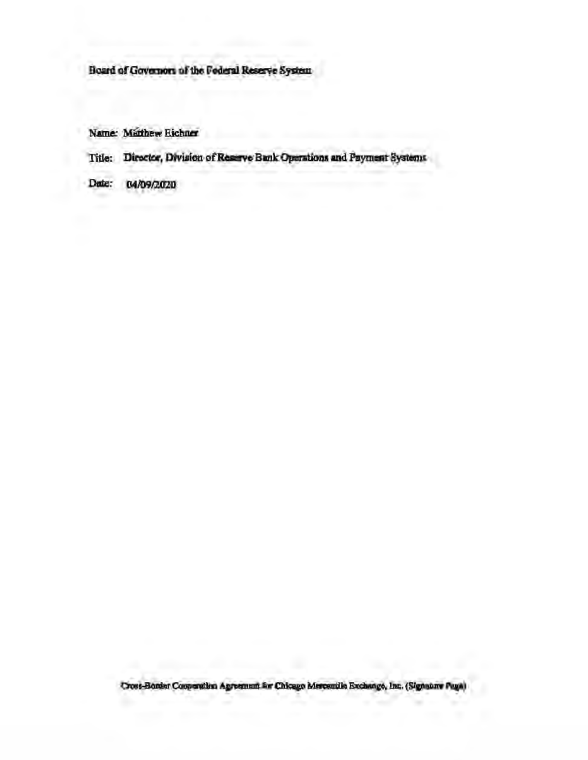Board of Governors of the Federal Reserve System

Name: Matthew Eichner

Title: Director, Division of Reserve Bank Operations and Payment Systems

Date: 04/09/2020

Cross-Border Cooperation Agreement for Chicago Mercantile Exchange, Inc. (Signature Page)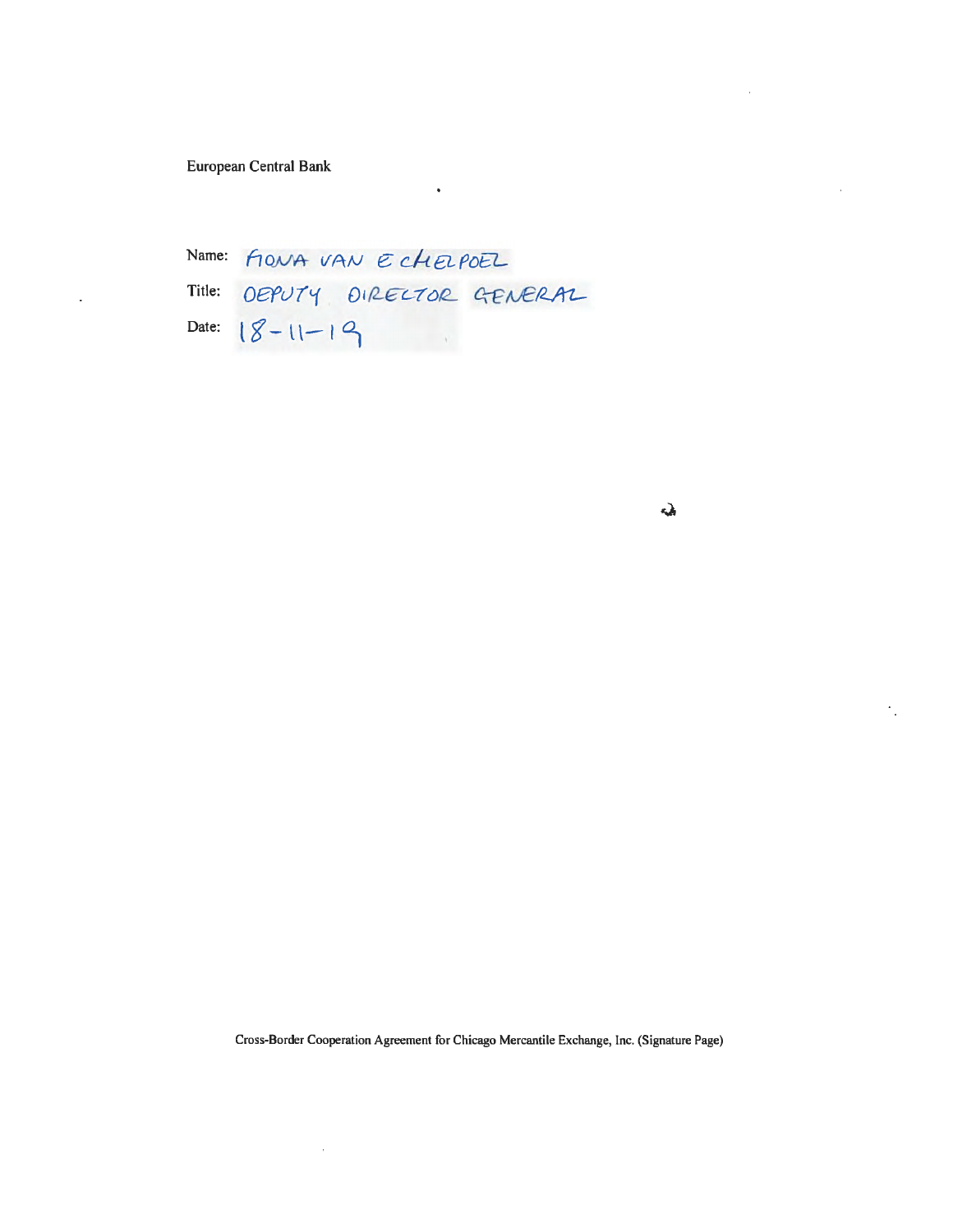European Central Bank

Name: FIONA VAN ECHELPOEL

Title: DEPUTY DIRECTOR GENERAL

Date: 18-11-19

Cross-Border Cooperation Agreement for Chicago Mercantile Exchange, Inc. (Signature Page)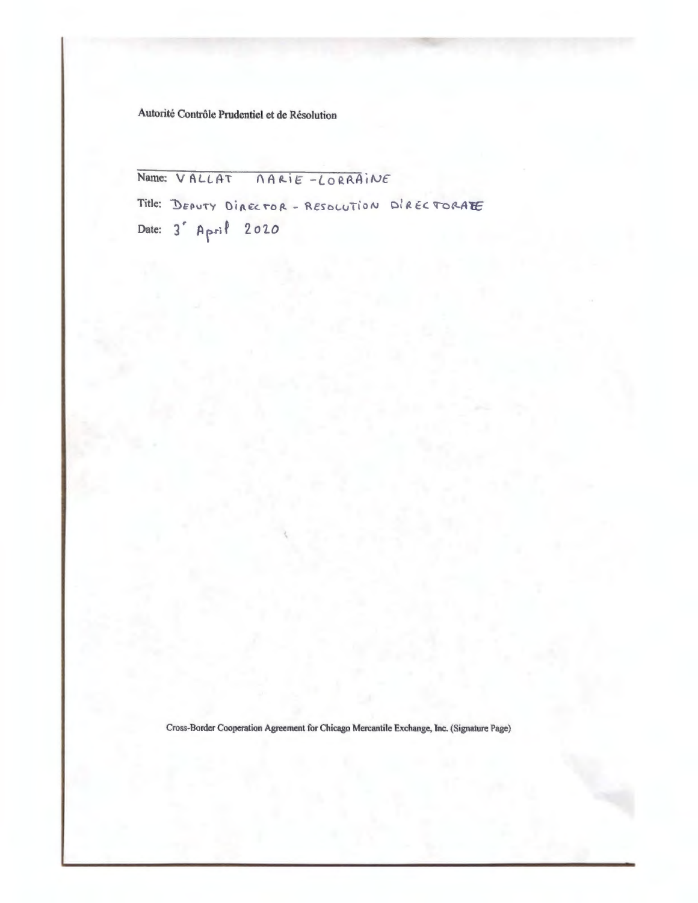Autorité Contrôle Prudentiel et de Résolution

\_\_\_\_\_\_\_\_\_\_\_\_\_\_\_\_\_\_\_\_\_\_\_\_\_\_\_\_\_\_\_\_\_\_\_\_\_\_\_\_

Name: VALLAT MARIE-LORRAINE

Title: DEPUTY DIRECTOR - RESOLUTION DIRECTORATE

Date: 3' April 2020

Cross-Border Cooperation Agreement for Chicago Mercantile Exchange, Inc. (Signature Page)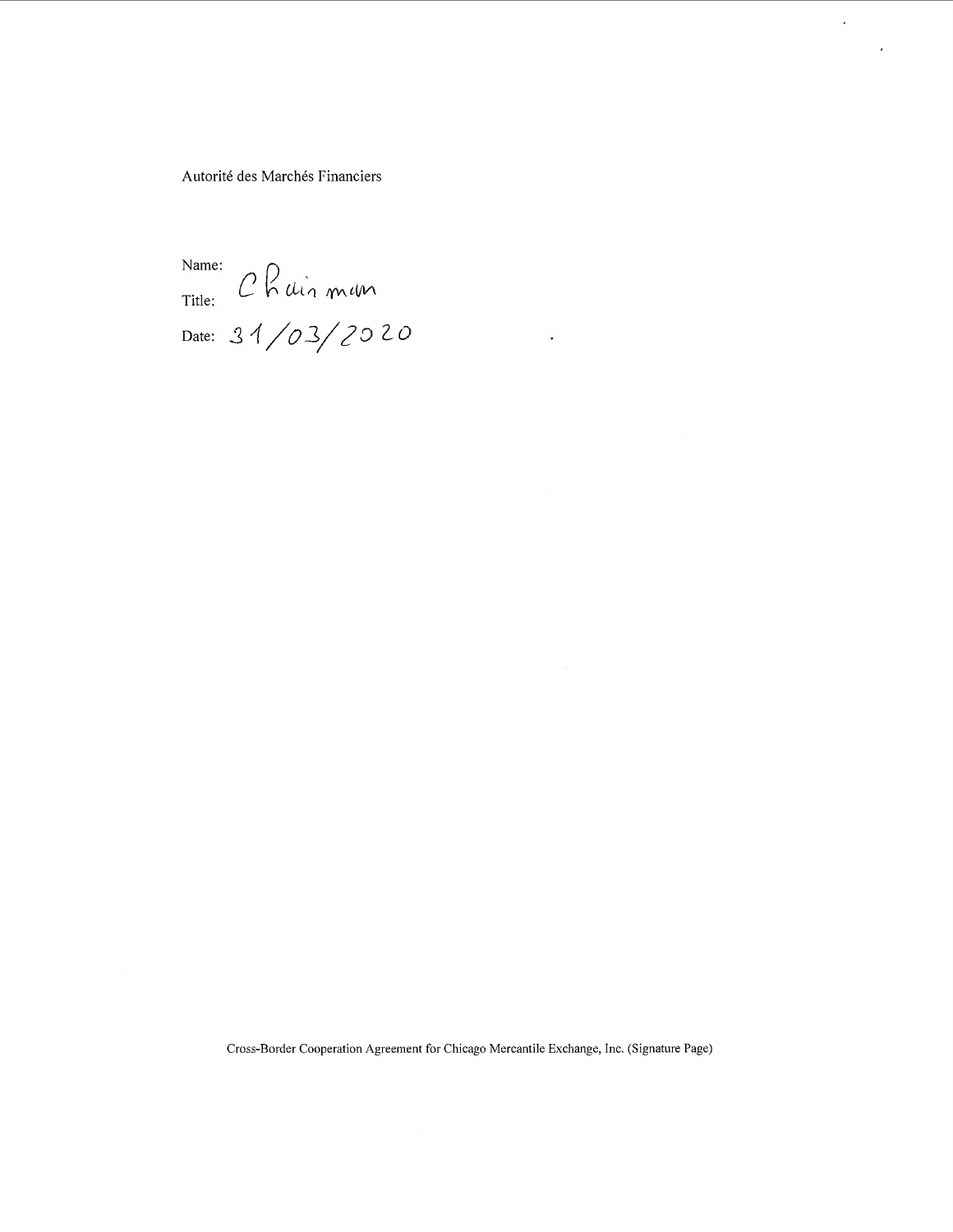Autorité des Marchés Financiers

Name:

Title: Chairman

Date: 31/03/2020

Cross-Border Cooperation Agreement for Chicago Mercantile Exchange, Inc. (Signature Page)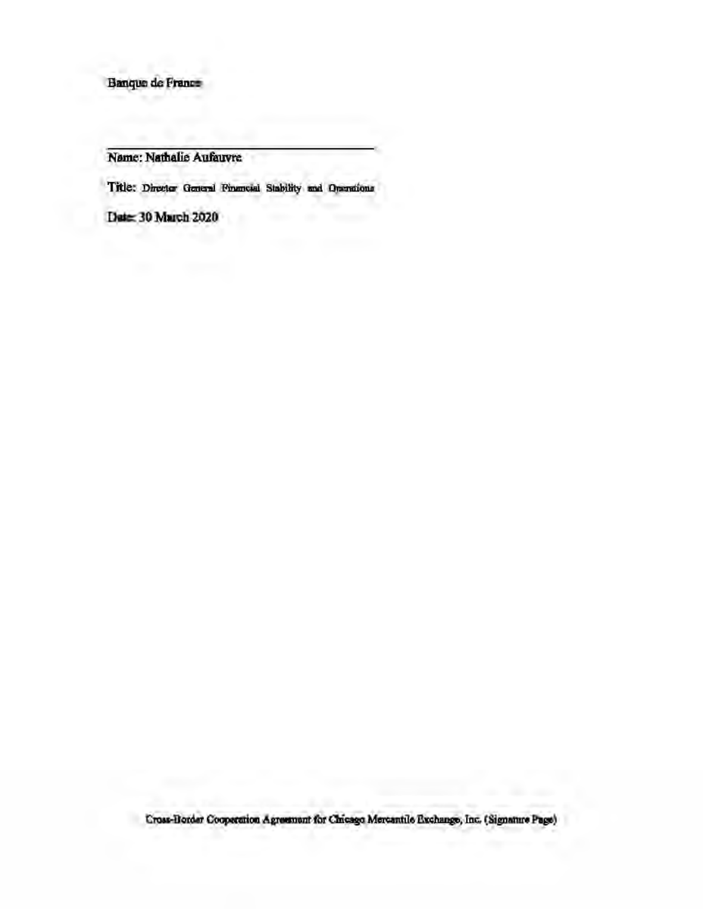Banque de France

\_\_\_\_\_\_\_\_\_\_\_\_\_\_\_\_\_\_\_\_\_\_\_\_\_\_\_\_\_\_\_\_\_\_\_\_\_\_\_\_

Name: Nathalie Aufauvre

Title: Director General Financial Stability and Operations

Date: 30 March 2020

Cross-Border Cooperation Agreement for Chicago Mercantile Exchange, Inc. (Signature Page)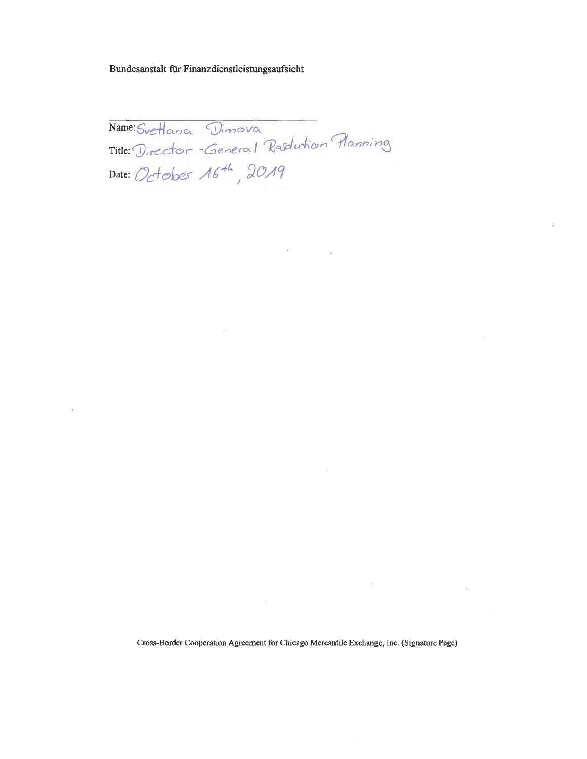Bundesanstalt für Finanzdienstleistungsaufsicht

Name: Svetlana Dimova

Title: Director-General Resolution Planning

Date: October 16th, 2019

Cross-Border Cooperation Agreement for Chicago Mercantile Exchange, Inc. (Signature Page)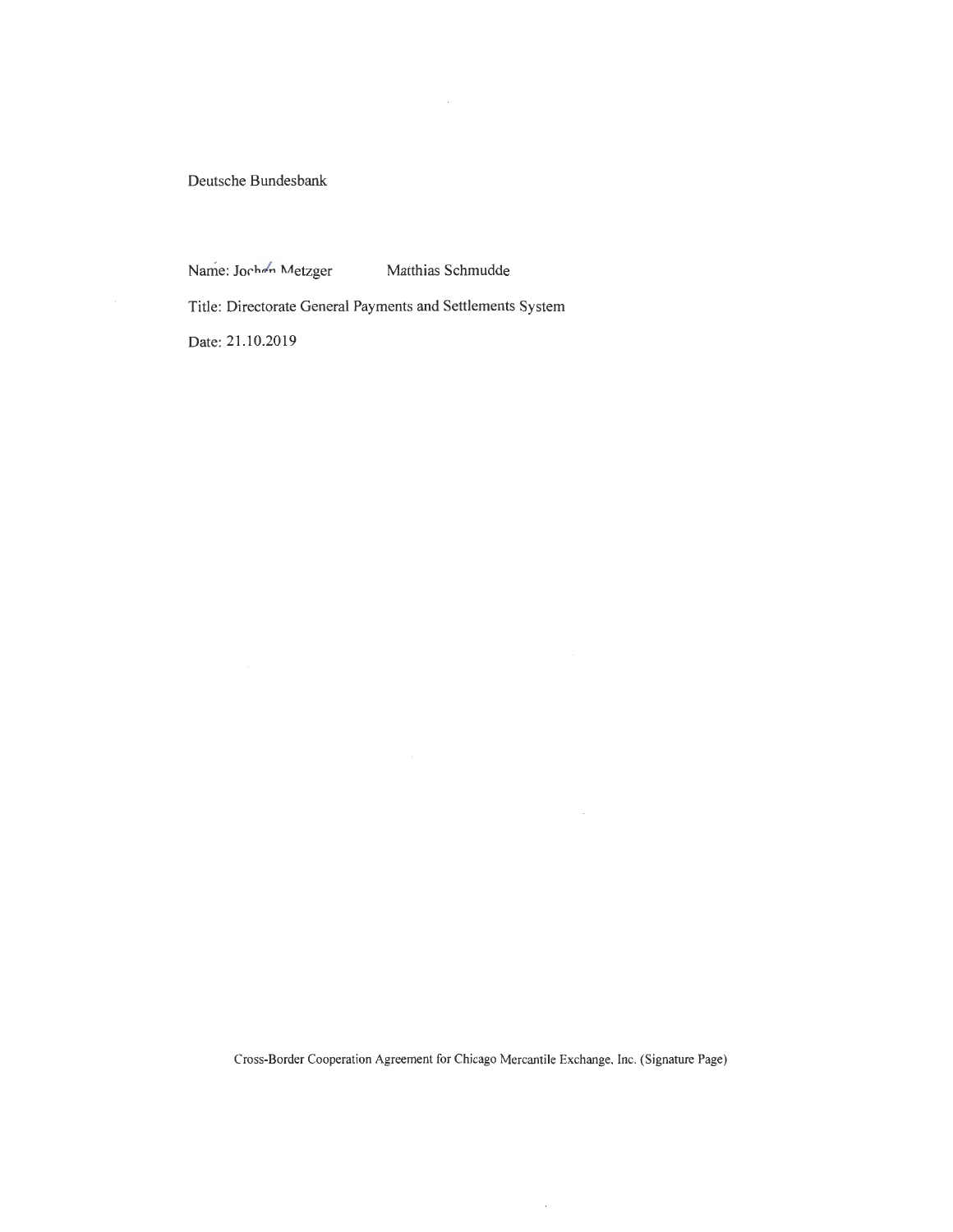Deutsche Bundesbank

Name: Jochen Metzger Matthias Schmudde

Title: Directorate General Payments and Settlements System

Date: 21.10.2019

Cross-Border Cooperation Agreement for Chicago Mercantile Exchange, Inc. (Signature Page)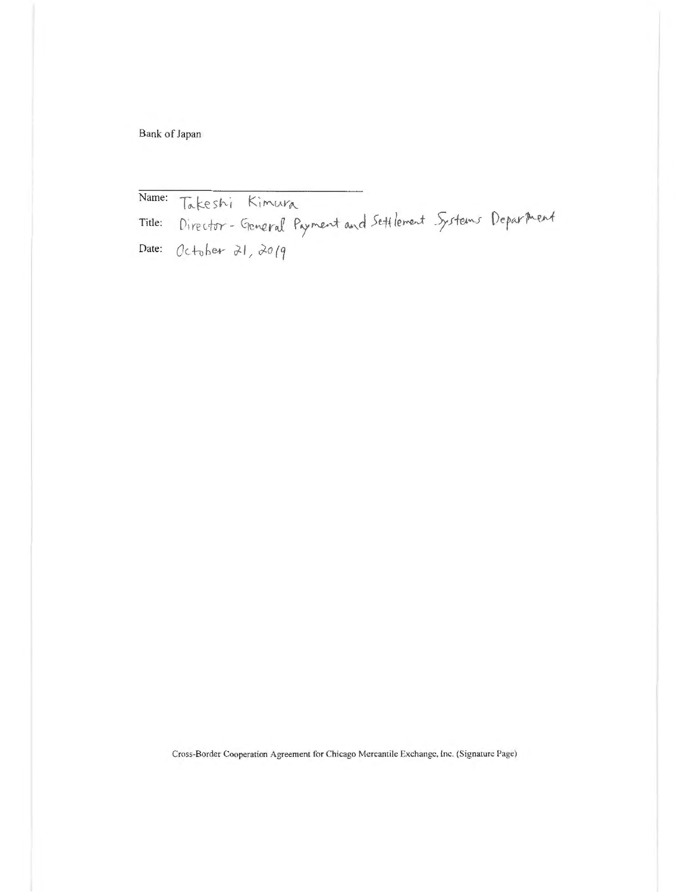Bank of Japan

\_\_\_\_\_\_\_\_\_\_\_\_\_\_\_\_\_\_\_\_\_\_\_\_\_\_\_\_\_\_\_\_\_\_\_\_

Name: Takeshi Kimura

Title: Director - General Payment and Settlement Systems Department

Date: October 21, 2019

Cross-Border Cooperation Agreement for Chicago Mercantile Exchange, Inc. (Signature Page)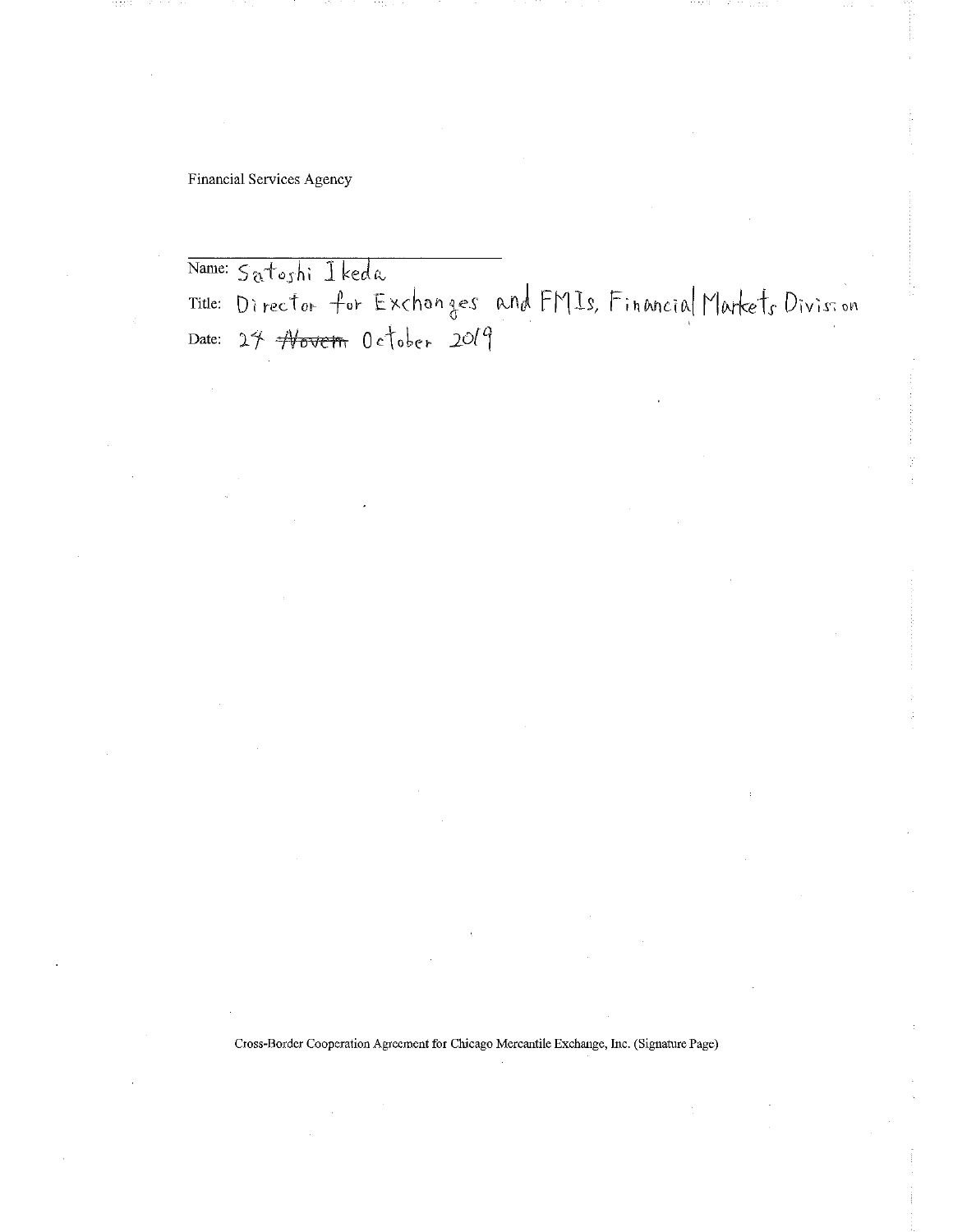Financial Services Agency

\_\_\_\_\_\_\_\_\_\_\_\_\_\_\_\_\_\_\_\_\_\_\_\_\_\_\_\_\_\_

Name: Satoshi Ikeda

Title: Director for Exchanges and FMIs, Financial Markets Division

Date: 24 ~~Novem~~ October 2019

Cross-Border Cooperation Agreement for Chicago Mercantile Exchange, Inc. (Signature Page)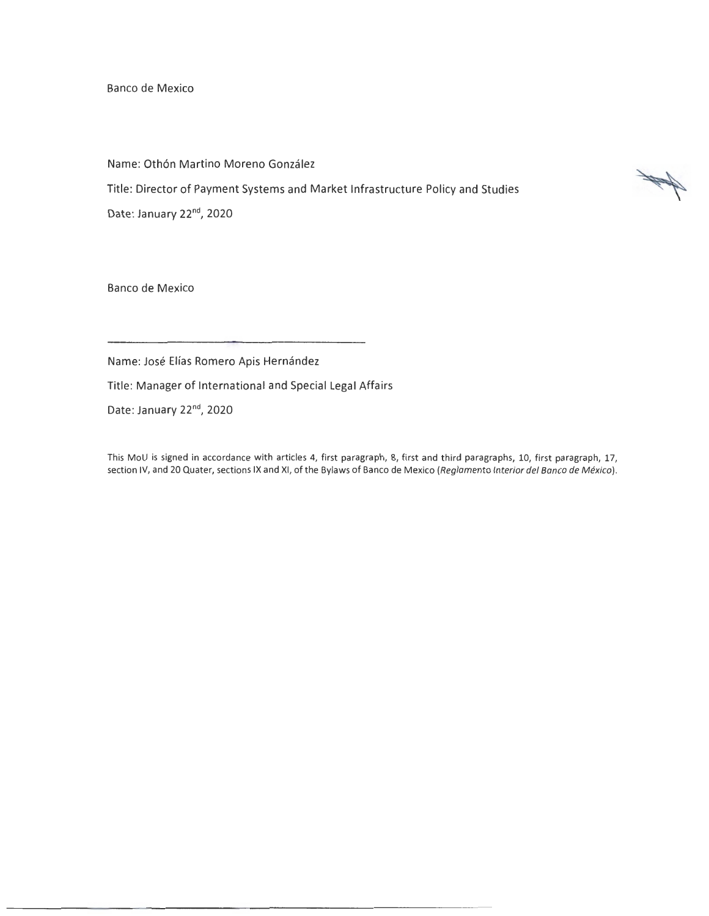Banco de Mexico

Name: Othón Martino Moreno González

Title: Director of Payment Systems and Market Infrastructure Policy and Studies

Date: January 22nd, 2020

Banco de Mexico

Name: José Elías Romero Apis Hernández

Title: Manager of International and Special Legal Affairs

Date: January 22nd, 2020

This MoU is signed in accordance with articles 4, first paragraph, 8, first and third paragraphs, 10, first paragraph, 17, section IV, and 20 Quater, sections IX and XI, of the Bylaws of Banco de Mexico (*Reglamento Interior del Banco de México*).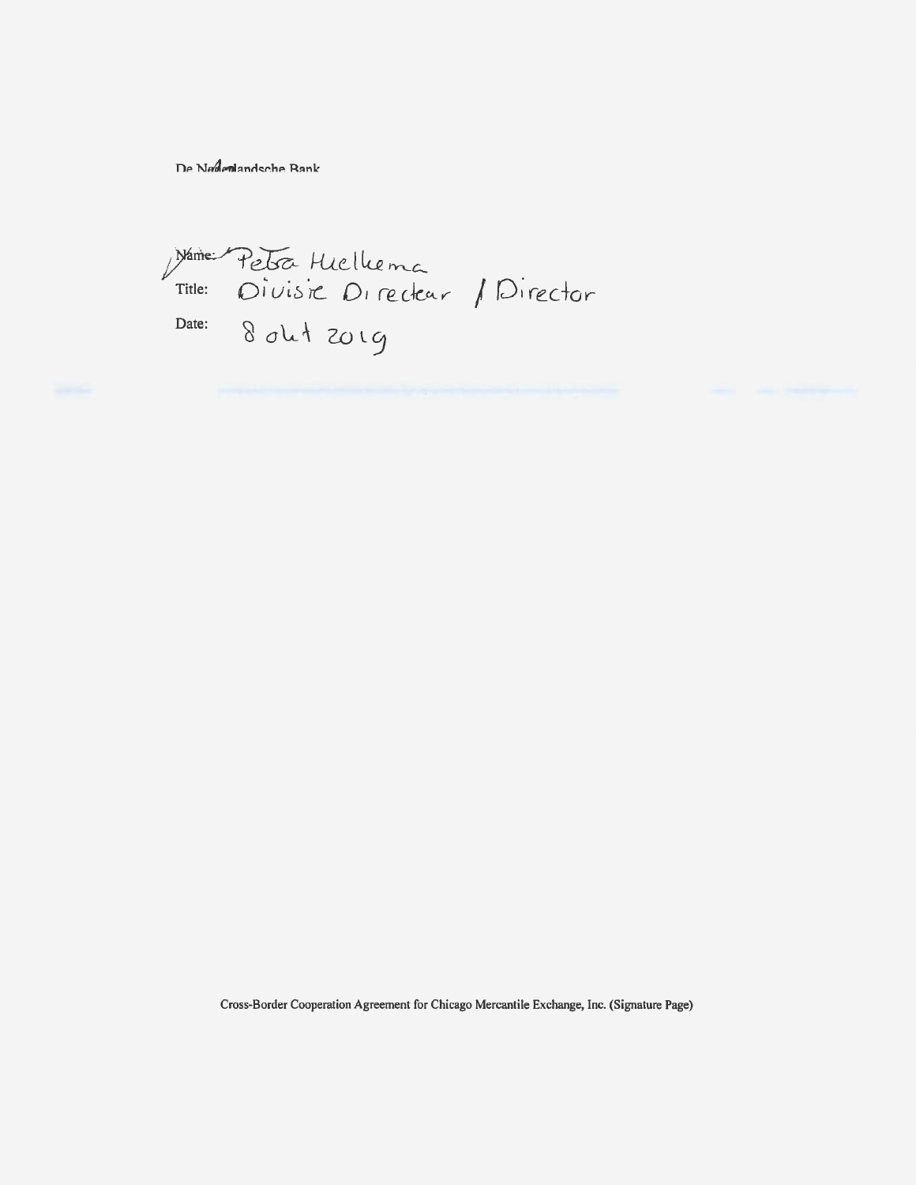De Nederlandsche Bank

Name: Petra Hielkema

Title: Divisie Directeur / Director

Date: 8 okt 2019

Cross-Border Cooperation Agreement for Chicago Mercantile Exchange, Inc. (Signature Page)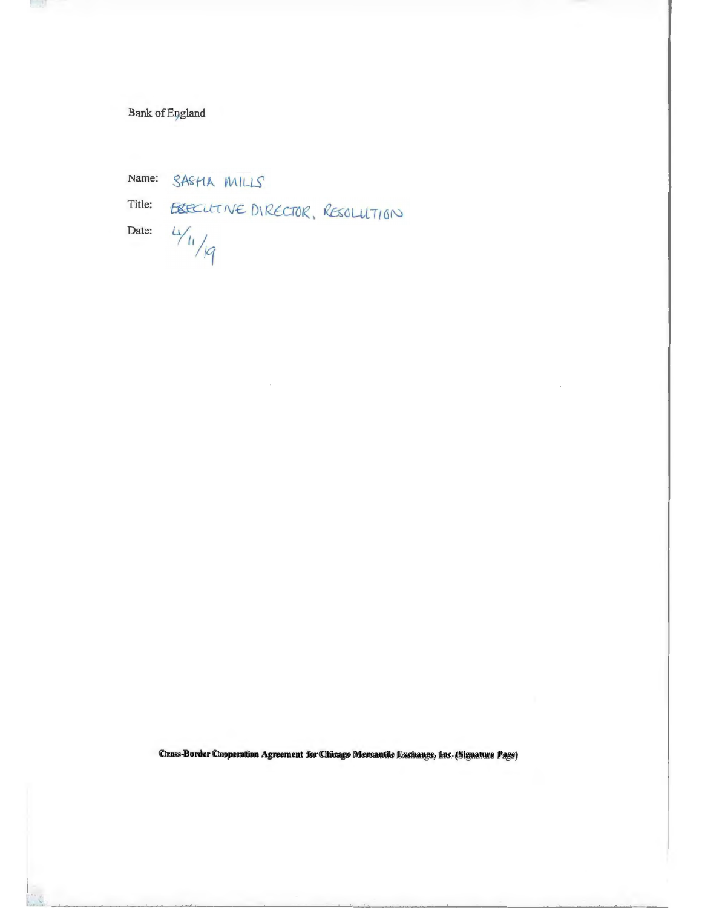Bank of England

Name: SASHA MILLS

Title: EXECUTIVE DIRECTOR, RESOLUTION

Date: 4/11/19

**Cross-Border Cooperation Agreement for Chicago Mercantile Exchange, Inc. (Signature Page)**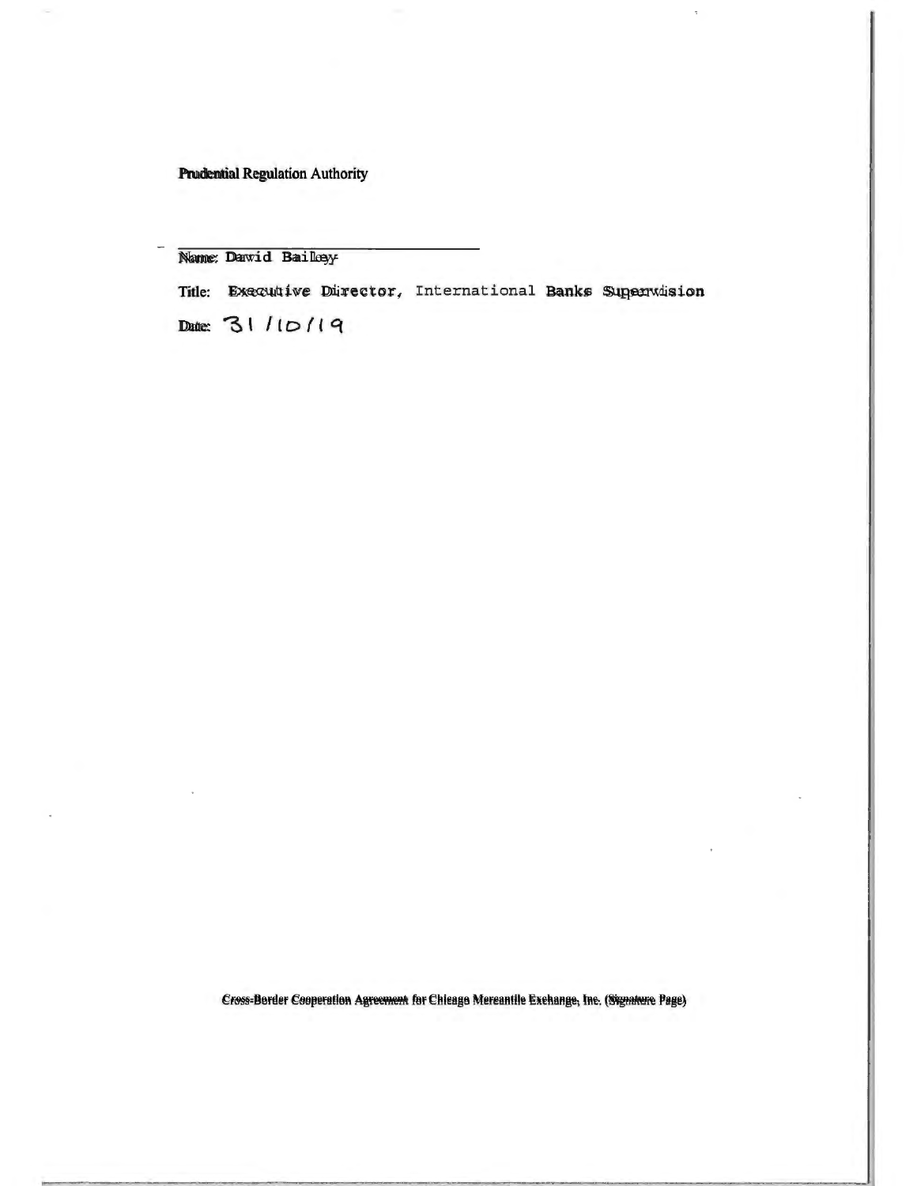Prudential Regulation Authority

\_\_\_\_\_\_\_\_\_\_\_\_\_\_\_\_\_\_\_\_\_\_\_\_\_\_\_\_\_\_\_\_\_\_\_\_

Name: David Bailey

Title: Executive Director, International Banks Supervision

Date: 31/10/19

Cross-Border Cooperation Agreement for Chicago Mercantile Exchange, Inc. (Signature Page)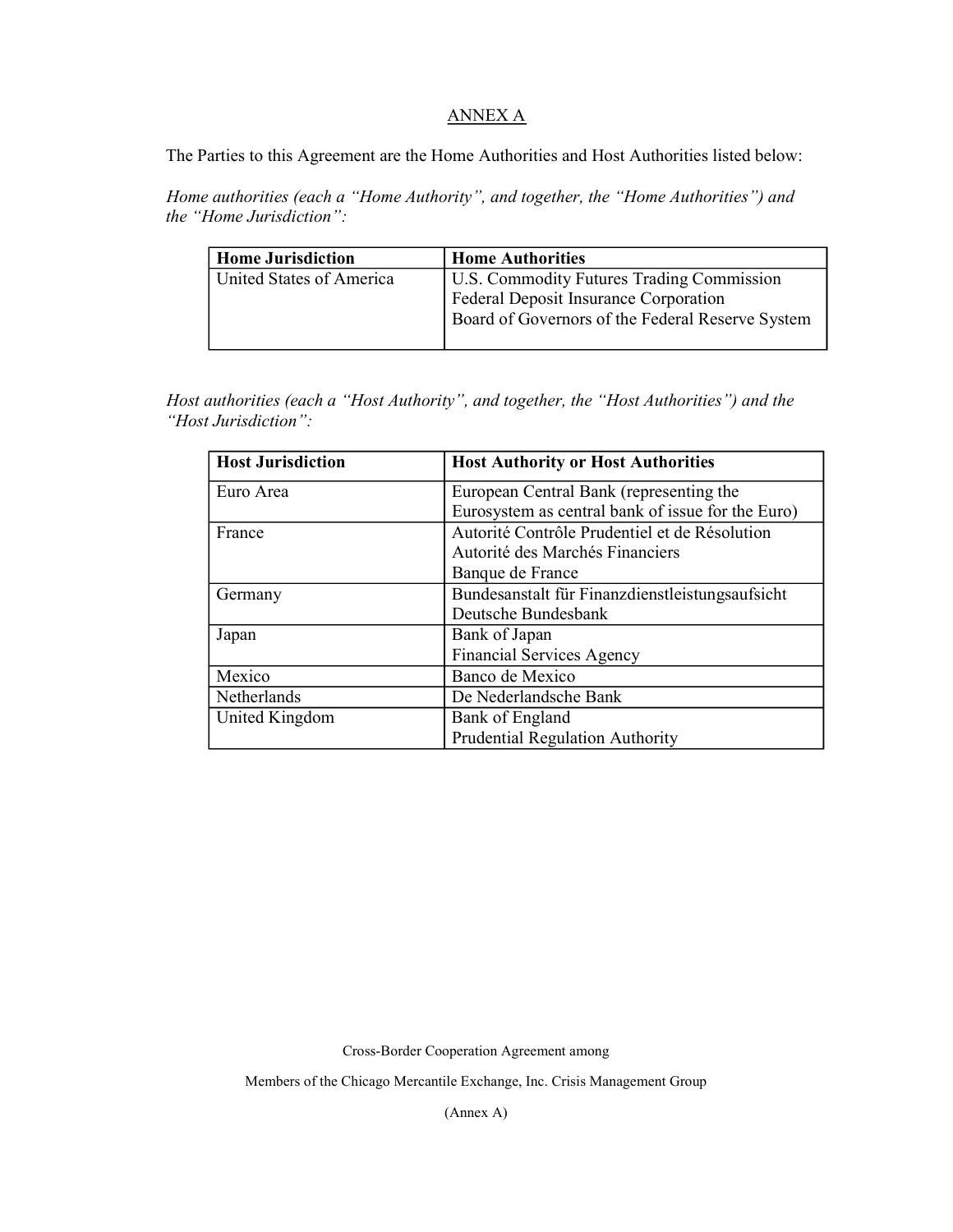# ANNEX A

The Parties to this Agreement are the Home Authorities and Host Authorities listed below:

*Home authorities (each a "Home Authority", and together, the "Home Authorities") and the "Home Jurisdiction":*

| Home Jurisdiction | Home Authorities |
|---|---|
| United States of America | U.S. Commodity Futures Trading Commission<br>Federal Deposit Insurance Corporation<br>Board of Governors of the Federal Reserve System |

*Host authorities (each a "Host Authority", and together, the "Host Authorities") and the "Host Jurisdiction":*

| Host Jurisdiction | Host Authority or Host Authorities |
|---|---|
| Euro Area | European Central Bank (representing the Eurosystem as central bank of issue for the Euro) |
| France | Autorité Contrôle Prudentiel et de Résolution<br>Autorité des Marchés Financiers<br>Banque de France |
| Germany | Bundesanstalt für Finanzdienstleistungsaufsicht<br>Deutsche Bundesbank |
| Japan | Bank of Japan<br>Financial Services Agency |
| Mexico | Banco de Mexico |
| Netherlands | De Nederlandsche Bank |
| United Kingdom | Bank of England<br>Prudential Regulation Authority |